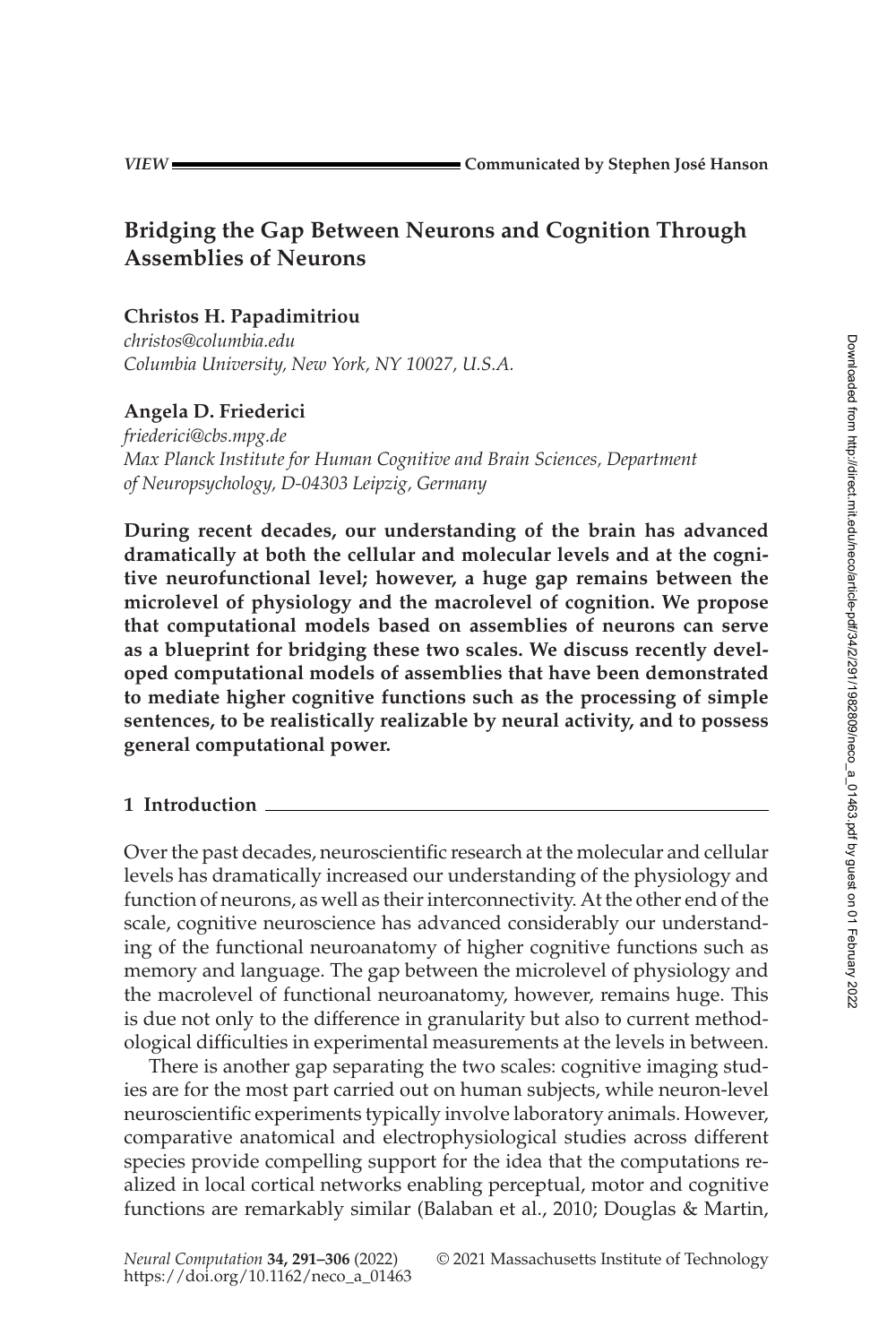*VIEW* Communicated by Stephen José Hanson

# Bridging the Gap Between Neurons and Cognition Through Assemblies of Neurons

**Christos H. Papadimitriou**
*christos@columbia.edu*
*Columbia University, New York, NY 10027, U.S.A.*

**Angela D. Friederici**
*friederici@cbs.mpg.de*
*Max Planck Institute for Human Cognitive and Brain Sciences, Department of Neuropsychology, D-04303 Leipzig, Germany*

**During recent decades, our understanding of the brain has advanced dramatically at both the cellular and molecular levels and at the cognitive neurofunctional level; however, a huge gap remains between the microlevel of physiology and the macrolevel of cognition. We propose that computational models based on assemblies of neurons can serve as a blueprint for bridging these two scales. We discuss recently developed computational models of assemblies that have been demonstrated to mediate higher cognitive functions such as the processing of simple sentences, to be realistically realizable by neural activity, and to possess general computational power.**

## 1 Introduction

Over the past decades, neuroscientific research at the molecular and cellular levels has dramatically increased our understanding of the physiology and function of neurons, as well as their interconnectivity. At the other end of the scale, cognitive neuroscience has advanced considerably our understanding of the functional neuroanatomy of higher cognitive functions such as memory and language. The gap between the microlevel of physiology and the macrolevel of functional neuroanatomy, however, remains huge. This is due not only to the difference in granularity but also to current methodological difficulties in experimental measurements at the levels in between.

There is another gap separating the two scales: cognitive imaging studies are for the most part carried out on human subjects, while neuron-level neuroscientific experiments typically involve laboratory animals. However, comparative anatomical and electrophysiological studies across different species provide compelling support for the idea that the computations realized in local cortical networks enabling perceptual, motor and cognitive functions are remarkably similar (Balaban et al., 2010; Douglas & Martin,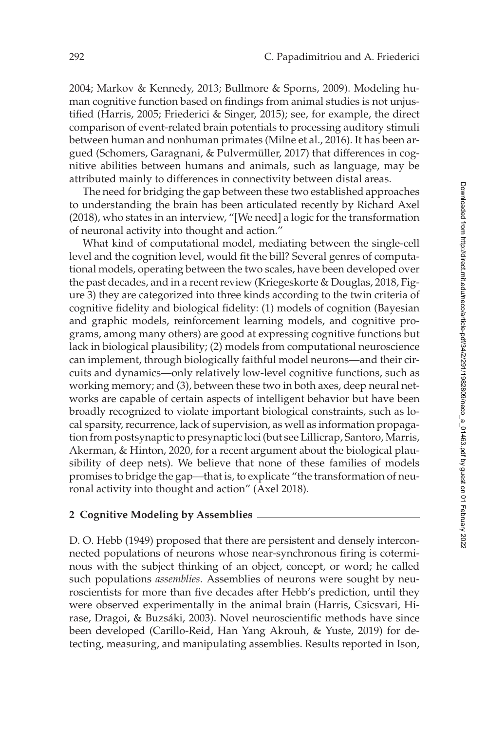2004; Markov & Kennedy, 2013; Bullmore & Sporns, 2009). Modeling human cognitive function based on findings from animal studies is not unjustified (Harris, 2005; Friederici & Singer, 2015); see, for example, the direct comparison of event-related brain potentials to processing auditory stimuli between human and nonhuman primates (Milne et al., 2016). It has been argued (Schomers, Garagnani, & Pulvermüller, 2017) that differences in cognitive abilities between humans and animals, such as language, may be attributed mainly to differences in connectivity between distal areas.

The need for bridging the gap between these two established approaches to understanding the brain has been articulated recently by Richard Axel (2018), who states in an interview, "[We need] a logic for the transformation of neuronal activity into thought and action."

What kind of computational model, mediating between the single-cell level and the cognition level, would fit the bill? Several genres of computational models, operating between the two scales, have been developed over the past decades, and in a recent review (Kriegeskorte & Douglas, 2018, Figure 3) they are categorized into three kinds according to the twin criteria of cognitive fidelity and biological fidelity: (1) models of cognition (Bayesian and graphic models, reinforcement learning models, and cognitive programs, among many others) are good at expressing cognitive functions but lack in biological plausibility; (2) models from computational neuroscience can implement, through biologically faithful model neurons—and their circuits and dynamics—only relatively low-level cognitive functions, such as working memory; and (3), between these two in both axes, deep neural networks are capable of certain aspects of intelligent behavior but have been broadly recognized to violate important biological constraints, such as local sparsity, recurrence, lack of supervision, as well as information propagation from postsynaptic to presynaptic loci (but see Lillicrap, Santoro, Marris, Akerman, & Hinton, 2020, for a recent argument about the biological plausibility of deep nets). We believe that none of these families of models promises to bridge the gap—that is, to explicate "the transformation of neuronal activity into thought and action" (Axel 2018).

## 2 Cognitive Modeling by Assemblies

D. O. Hebb (1949) proposed that there are persistent and densely interconnected populations of neurons whose near-synchronous firing is coterminous with the subject thinking of an object, concept, or word; he called such populations *assemblies*. Assemblies of neurons were sought by neuroscientists for more than five decades after Hebb's prediction, until they were observed experimentally in the animal brain (Harris, Csicsvari, Hirase, Dragoi, & Buzsáki, 2003). Novel neuroscientific methods have since been developed (Carillo-Reid, Han Yang Akrouh, & Yuste, 2019) for detecting, measuring, and manipulating assemblies. Results reported in Ison,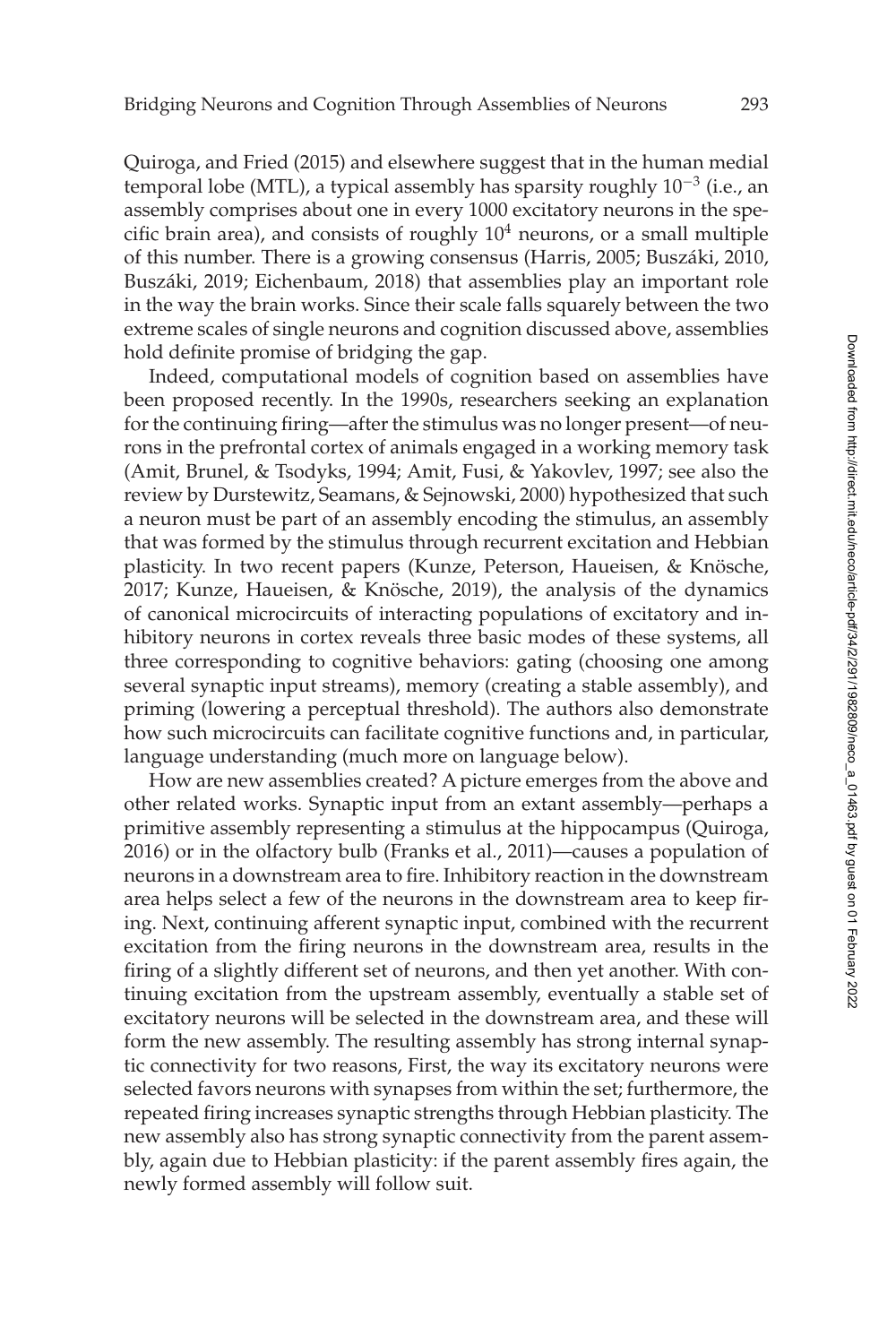Quiroga, and Fried (2015) and elsewhere suggest that in the human medial temporal lobe (MTL), a typical assembly has sparsity roughly $10^{-3}$ (i.e., an assembly comprises about one in every 1000 excitatory neurons in the specific brain area), and consists of roughly $10^4$ neurons, or a small multiple of this number. There is a growing consensus (Harris, 2005; Buszáki, 2010, Buszáki, 2019; Eichenbaum, 2018) that assemblies play an important role in the way the brain works. Since their scale falls squarely between the two extreme scales of single neurons and cognition discussed above, assemblies hold definite promise of bridging the gap.

Indeed, computational models of cognition based on assemblies have been proposed recently. In the 1990s, researchers seeking an explanation for the continuing firing—after the stimulus was no longer present—of neurons in the prefrontal cortex of animals engaged in a working memory task (Amit, Brunel, & Tsodyks, 1994; Amit, Fusi, & Yakovlev, 1997; see also the review by Durstewitz, Seamans, & Sejnowski, 2000) hypothesized that such a neuron must be part of an assembly encoding the stimulus, an assembly that was formed by the stimulus through recurrent excitation and Hebbian plasticity. In two recent papers (Kunze, Peterson, Haueisen, & Knösche, 2017; Kunze, Haueisen, & Knösche, 2019), the analysis of the dynamics of canonical microcircuits of interacting populations of excitatory and inhibitory neurons in cortex reveals three basic modes of these systems, all three corresponding to cognitive behaviors: gating (choosing one among several synaptic input streams), memory (creating a stable assembly), and priming (lowering a perceptual threshold). The authors also demonstrate how such microcircuits can facilitate cognitive functions and, in particular, language understanding (much more on language below).

How are new assemblies created? A picture emerges from the above and other related works. Synaptic input from an extant assembly—perhaps a primitive assembly representing a stimulus at the hippocampus (Quiroga, 2016) or in the olfactory bulb (Franks et al., 2011)—causes a population of neurons in a downstream area to fire. Inhibitory reaction in the downstream area helps select a few of the neurons in the downstream area to keep firing. Next, continuing afferent synaptic input, combined with the recurrent excitation from the firing neurons in the downstream area, results in the firing of a slightly different set of neurons, and then yet another. With continuing excitation from the upstream assembly, eventually a stable set of excitatory neurons will be selected in the downstream area, and these will form the new assembly. The resulting assembly has strong internal synaptic connectivity for two reasons, First, the way its excitatory neurons were selected favors neurons with synapses from within the set; furthermore, the repeated firing increases synaptic strengths through Hebbian plasticity. The new assembly also has strong synaptic connectivity from the parent assembly, again due to Hebbian plasticity: if the parent assembly fires again, the newly formed assembly will follow suit.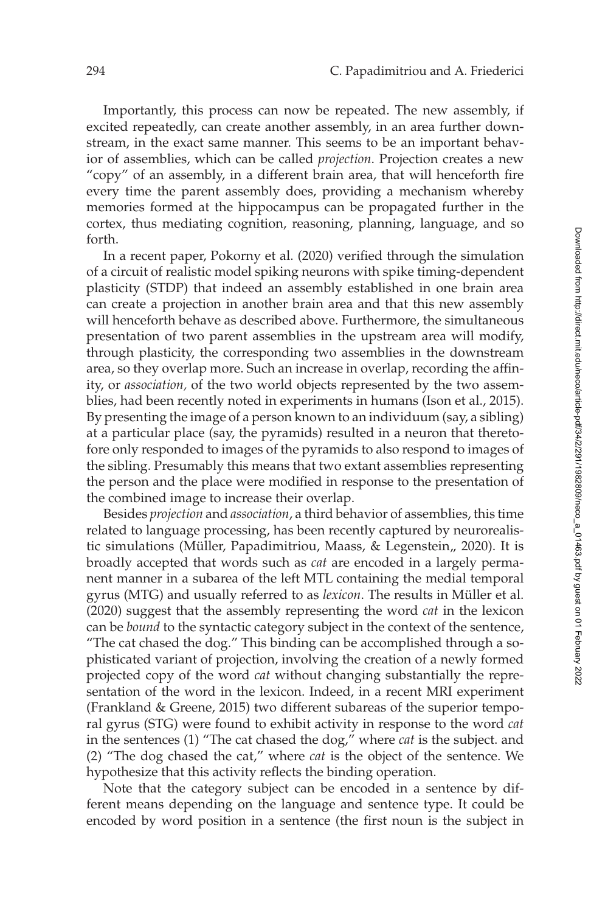Importantly, this process can now be repeated. The new assembly, if excited repeatedly, can create another assembly, in an area further downstream, in the exact same manner. This seems to be an important behavior of assemblies, which can be called *projection*. Projection creates a new "copy" of an assembly, in a different brain area, that will henceforth fire every time the parent assembly does, providing a mechanism whereby memories formed at the hippocampus can be propagated further in the cortex, thus mediating cognition, reasoning, planning, language, and so forth.

In a recent paper, Pokorny et al. (2020) verified through the simulation of a circuit of realistic model spiking neurons with spike timing-dependent plasticity (STDP) that indeed an assembly established in one brain area can create a projection in another brain area and that this new assembly will henceforth behave as described above. Furthermore, the simultaneous presentation of two parent assemblies in the upstream area will modify, through plasticity, the corresponding two assemblies in the downstream area, so they overlap more. Such an increase in overlap, recording the affinity, or *association,* of the two world objects represented by the two assemblies, had been recently noted in experiments in humans (Ison et al., 2015). By presenting the image of a person known to an individuum (say, a sibling) at a particular place (say, the pyramids) resulted in a neuron that theretofore only responded to images of the pyramids to also respond to images of the sibling. Presumably this means that two extant assemblies representing the person and the place were modified in response to the presentation of the combined image to increase their overlap.

Besides *projection* and *association*, a third behavior of assemblies, this time related to language processing, has been recently captured by neurorealistic simulations (Müller, Papadimitriou, Maass, & Legenstein,, 2020). It is broadly accepted that words such as *cat* are encoded in a largely permanent manner in a subarea of the left MTL containing the medial temporal gyrus (MTG) and usually referred to as *lexicon*. The results in Müller et al. (2020) suggest that the assembly representing the word *cat* in the lexicon can be *bound* to the syntactic category subject in the context of the sentence, "The cat chased the dog." This binding can be accomplished through a sophisticated variant of projection, involving the creation of a newly formed projected copy of the word *cat* without changing substantially the representation of the word in the lexicon. Indeed, in a recent MRI experiment (Frankland & Greene, 2015) two different subareas of the superior temporal gyrus (STG) were found to exhibit activity in response to the word *cat* in the sentences (1) "The cat chased the dog," where *cat* is the subject. and (2) "The dog chased the cat," where *cat* is the object of the sentence. We hypothesize that this activity reflects the binding operation.

Note that the category subject can be encoded in a sentence by different means depending on the language and sentence type. It could be encoded by word position in a sentence (the first noun is the subject in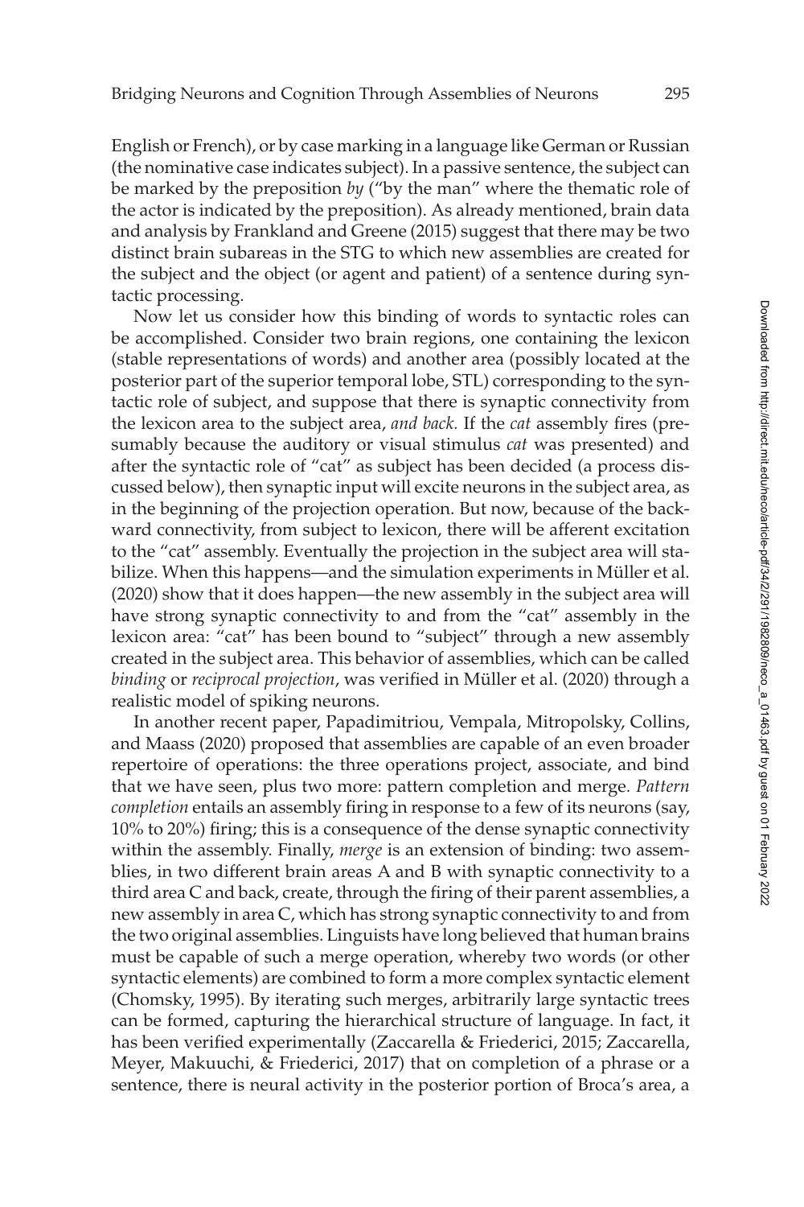English or French), or by case marking in a language like German or Russian (the nominative case indicates subject). In a passive sentence, the subject can be marked by the preposition *by* ("by the man" where the thematic role of the actor is indicated by the preposition). As already mentioned, brain data and analysis by Frankland and Greene (2015) suggest that there may be two distinct brain subareas in the STG to which new assemblies are created for the subject and the object (or agent and patient) of a sentence during syntactic processing.

Now let us consider how this binding of words to syntactic roles can be accomplished. Consider two brain regions, one containing the lexicon (stable representations of words) and another area (possibly located at the posterior part of the superior temporal lobe, STL) corresponding to the syntactic role of subject, and suppose that there is synaptic connectivity from the lexicon area to the subject area, *and back.* If the *cat* assembly fires (presumably because the auditory or visual stimulus *cat* was presented) and after the syntactic role of "cat" as subject has been decided (a process discussed below), then synaptic input will excite neurons in the subject area, as in the beginning of the projection operation. But now, because of the backward connectivity, from subject to lexicon, there will be afferent excitation to the "cat" assembly. Eventually the projection in the subject area will stabilize. When this happens—and the simulation experiments in Müller et al. (2020) show that it does happen—the new assembly in the subject area will have strong synaptic connectivity to and from the "cat" assembly in the lexicon area: "cat" has been bound to "subject" through a new assembly created in the subject area. This behavior of assemblies, which can be called *binding* or *reciprocal projection*, was verified in Müller et al. (2020) through a realistic model of spiking neurons.

In another recent paper, Papadimitriou, Vempala, Mitropolsky, Collins, and Maass (2020) proposed that assemblies are capable of an even broader repertoire of operations: the three operations project, associate, and bind that we have seen, plus two more: pattern completion and merge. *Pattern completion* entails an assembly firing in response to a few of its neurons (say, 10% to 20%) firing; this is a consequence of the dense synaptic connectivity within the assembly. Finally, *merge* is an extension of binding: two assemblies, in two different brain areas A and B with synaptic connectivity to a third area C and back, create, through the firing of their parent assemblies, a new assembly in area C, which has strong synaptic connectivity to and from the two original assemblies. Linguists have long believed that human brains must be capable of such a merge operation, whereby two words (or other syntactic elements) are combined to form a more complex syntactic element (Chomsky, 1995). By iterating such merges, arbitrarily large syntactic trees can be formed, capturing the hierarchical structure of language. In fact, it has been verified experimentally (Zaccarella & Friederici, 2015; Zaccarella, Meyer, Makuuchi, & Friederici, 2017) that on completion of a phrase or a sentence, there is neural activity in the posterior portion of Broca's area, a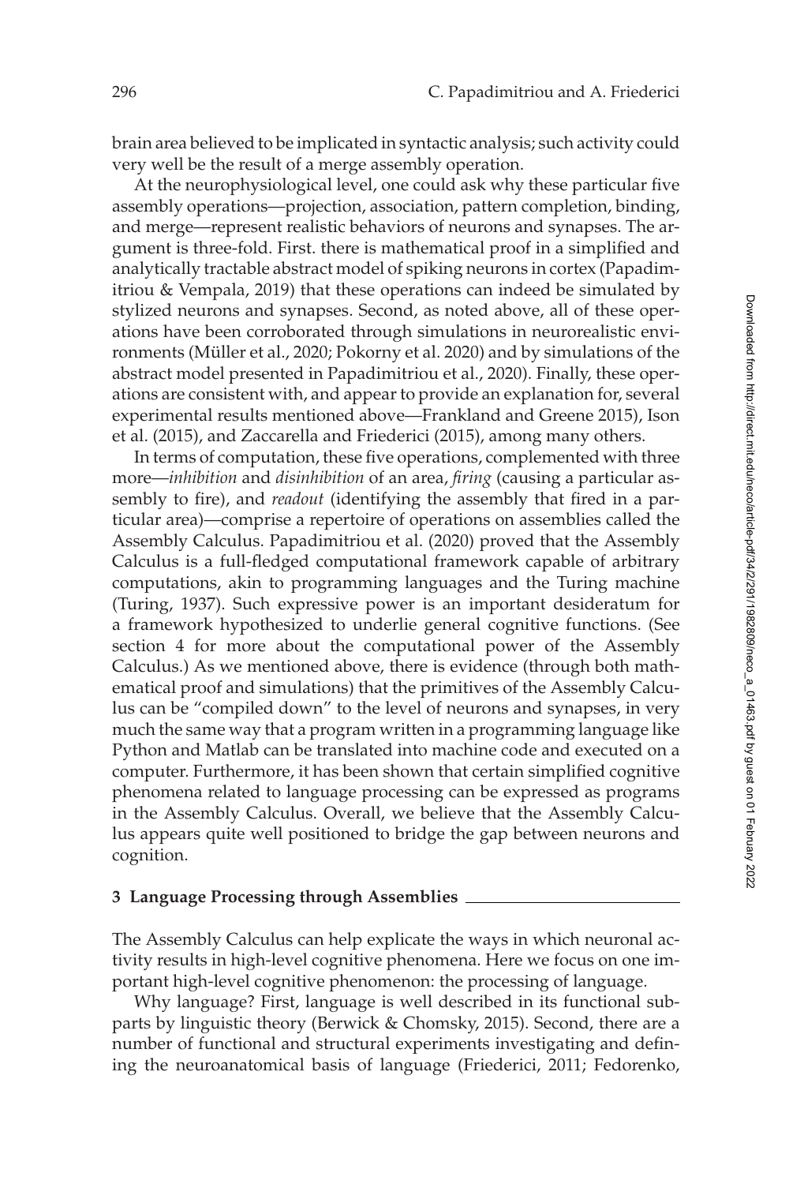brain area believed to be implicated in syntactic analysis; such activity could very well be the result of a merge assembly operation.

At the neurophysiological level, one could ask why these particular five assembly operations—projection, association, pattern completion, binding, and merge—represent realistic behaviors of neurons and synapses. The argument is three-fold. First. there is mathematical proof in a simplified and analytically tractable abstract model of spiking neurons in cortex (Papadimitriou & Vempala, 2019) that these operations can indeed be simulated by stylized neurons and synapses. Second, as noted above, all of these operations have been corroborated through simulations in neurorealistic environments (Müller et al., 2020; Pokorny et al. 2020) and by simulations of the abstract model presented in Papadimitriou et al., 2020). Finally, these operations are consistent with, and appear to provide an explanation for, several experimental results mentioned above—Frankland and Greene 2015), Ison et al. (2015), and Zaccarella and Friederici (2015), among many others.

In terms of computation, these five operations, complemented with three more—*inhibition* and *disinhibition* of an area, *firing* (causing a particular assembly to fire), and *readout* (identifying the assembly that fired in a particular area)—comprise a repertoire of operations on assemblies called the Assembly Calculus. Papadimitriou et al. (2020) proved that the Assembly Calculus is a full-fledged computational framework capable of arbitrary computations, akin to programming languages and the Turing machine (Turing, 1937). Such expressive power is an important desideratum for a framework hypothesized to underlie general cognitive functions. (See section 4 for more about the computational power of the Assembly Calculus.) As we mentioned above, there is evidence (through both mathematical proof and simulations) that the primitives of the Assembly Calculus can be "compiled down" to the level of neurons and synapses, in very much the same way that a program written in a programming language like Python and Matlab can be translated into machine code and executed on a computer. Furthermore, it has been shown that certain simplified cognitive phenomena related to language processing can be expressed as programs in the Assembly Calculus. Overall, we believe that the Assembly Calculus appears quite well positioned to bridge the gap between neurons and cognition.

## 3 Language Processing through Assemblies

The Assembly Calculus can help explicate the ways in which neuronal activity results in high-level cognitive phenomena. Here we focus on one important high-level cognitive phenomenon: the processing of language.

Why language? First, language is well described in its functional subparts by linguistic theory (Berwick & Chomsky, 2015). Second, there are a number of functional and structural experiments investigating and defining the neuroanatomical basis of language (Friederici, 2011; Fedorenko,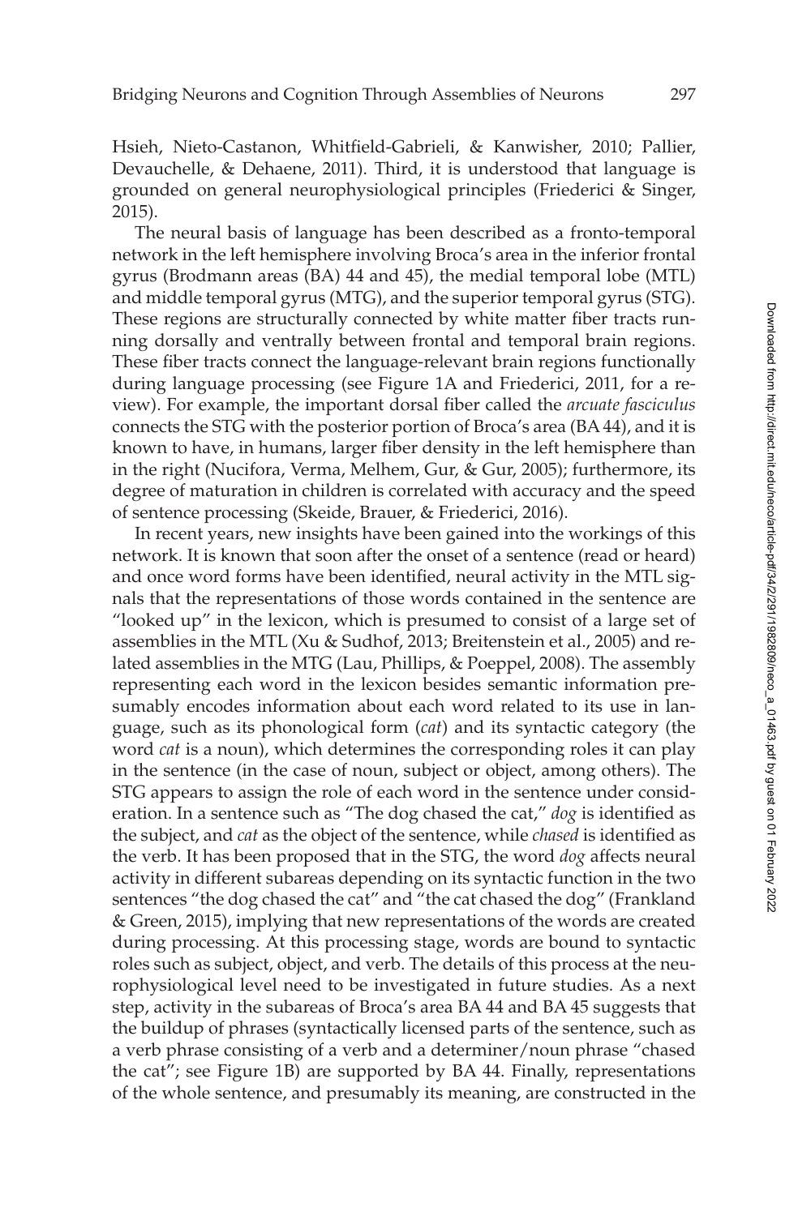Hsieh, Nieto-Castanon, Whitfield-Gabrieli, & Kanwisher, 2010; Pallier, Devauchelle, & Dehaene, 2011). Third, it is understood that language is grounded on general neurophysiological principles (Friederici & Singer, 2015).

The neural basis of language has been described as a fronto-temporal network in the left hemisphere involving Broca's area in the inferior frontal gyrus (Brodmann areas (BA) 44 and 45), the medial temporal lobe (MTL) and middle temporal gyrus (MTG), and the superior temporal gyrus (STG). These regions are structurally connected by white matter fiber tracts running dorsally and ventrally between frontal and temporal brain regions. These fiber tracts connect the language-relevant brain regions functionally during language processing (see Figure 1A and Friederici, 2011, for a review). For example, the important dorsal fiber called the *arcuate fasciculus* connects the STG with the posterior portion of Broca's area (BA 44), and it is known to have, in humans, larger fiber density in the left hemisphere than in the right (Nucifora, Verma, Melhem, Gur, & Gur, 2005); furthermore, its degree of maturation in children is correlated with accuracy and the speed of sentence processing (Skeide, Brauer, & Friederici, 2016).

In recent years, new insights have been gained into the workings of this network. It is known that soon after the onset of a sentence (read or heard) and once word forms have been identified, neural activity in the MTL signals that the representations of those words contained in the sentence are "looked up" in the lexicon, which is presumed to consist of a large set of assemblies in the MTL (Xu & Sudhof, 2013; Breitenstein et al., 2005) and related assemblies in the MTG (Lau, Phillips, & Poeppel, 2008). The assembly representing each word in the lexicon besides semantic information presumably encodes information about each word related to its use in language, such as its phonological form (*cat*) and its syntactic category (the word *cat* is a noun), which determines the corresponding roles it can play in the sentence (in the case of noun, subject or object, among others). The STG appears to assign the role of each word in the sentence under consideration. In a sentence such as "The dog chased the cat," *dog* is identified as the subject, and *cat* as the object of the sentence, while *chased* is identified as the verb. It has been proposed that in the STG, the word *dog* affects neural activity in different subareas depending on its syntactic function in the two sentences "the dog chased the cat" and "the cat chased the dog" (Frankland & Green, 2015), implying that new representations of the words are created during processing. At this processing stage, words are bound to syntactic roles such as subject, object, and verb. The details of this process at the neurophysiological level need to be investigated in future studies. As a next step, activity in the subareas of Broca's area BA 44 and BA 45 suggests that the buildup of phrases (syntactically licensed parts of the sentence, such as a verb phrase consisting of a verb and a determiner/noun phrase "chased the cat"; see Figure 1B) are supported by BA 44. Finally, representations of the whole sentence, and presumably its meaning, are constructed in the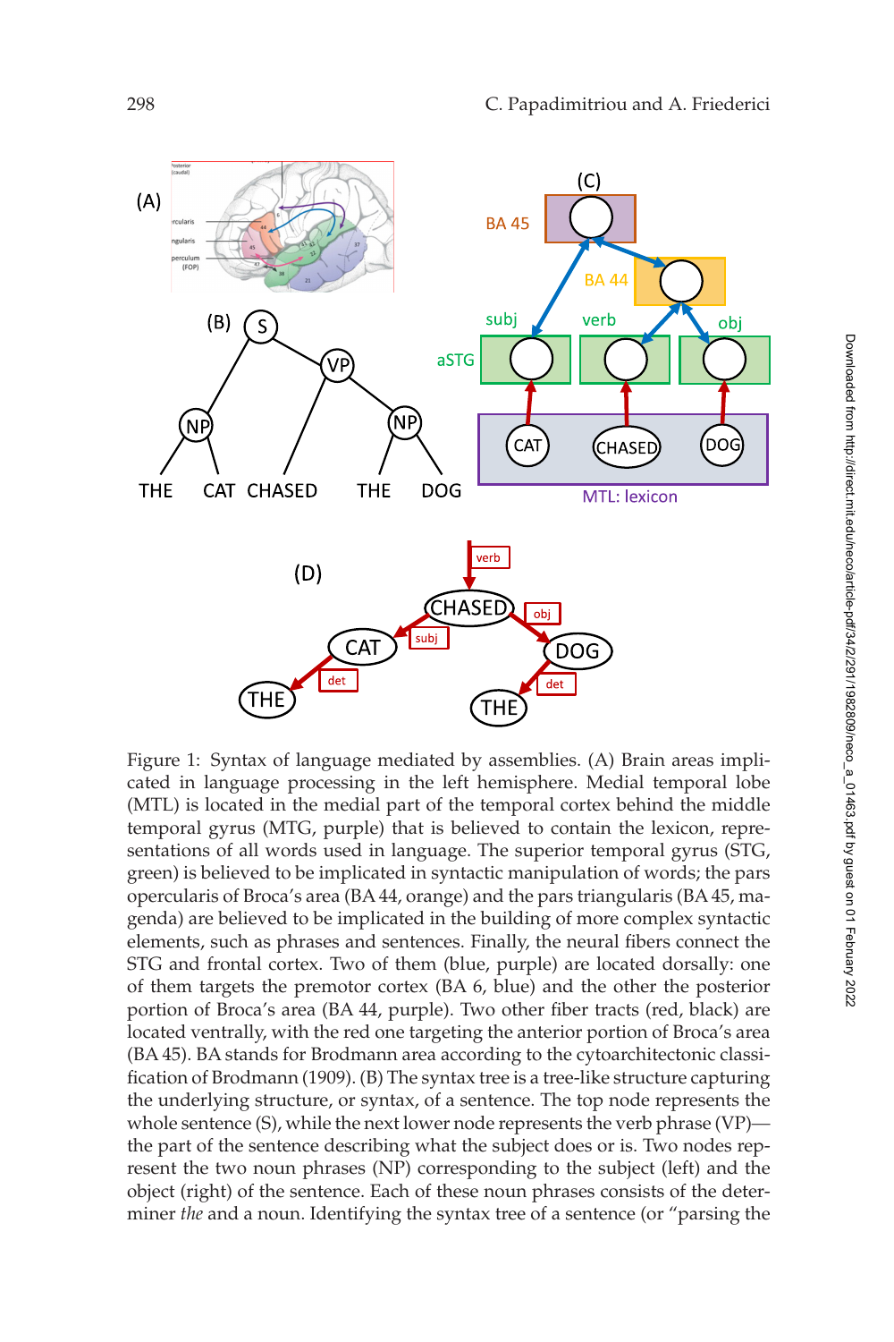Figure 1: Syntax of language mediated by assemblies. (A) Brain areas implicated in language processing in the left hemisphere. Medial temporal lobe (MTL) is located in the medial part of the temporal cortex behind the middle temporal gyrus (MTG, purple) that is believed to contain the lexicon, representations of all words used in language. The superior temporal gyrus (STG, green) is believed to be implicated in syntactic manipulation of words; the pars opercularis of Broca's area (BA 44, orange) and the pars triangularis (BA 45, magenda) are believed to be implicated in the building of more complex syntactic elements, such as phrases and sentences. Finally, the neural fibers connect the STG and frontal cortex. Two of them (blue, purple) are located dorsally: one of them targets the premotor cortex (BA 6, blue) and the other the posterior portion of Broca's area (BA 44, purple). Two other fiber tracts (red, black) are located ventrally, with the red one targeting the anterior portion of Broca's area (BA 45). BA stands for Brodmann area according to the cytoarchitectonic classification of Brodmann (1909). (B) The syntax tree is a tree-like structure capturing the underlying structure, or syntax, of a sentence. The top node represents the whole sentence (S), while the next lower node represents the verb phrase (VP)—the part of the sentence describing what the subject does or is. Two nodes represent the two noun phrases (NP) corresponding to the subject (left) and the object (right) of the sentence. Each of these noun phrases consists of the determiner *the* and a noun. Identifying the syntax tree of a sentence (or "parsing the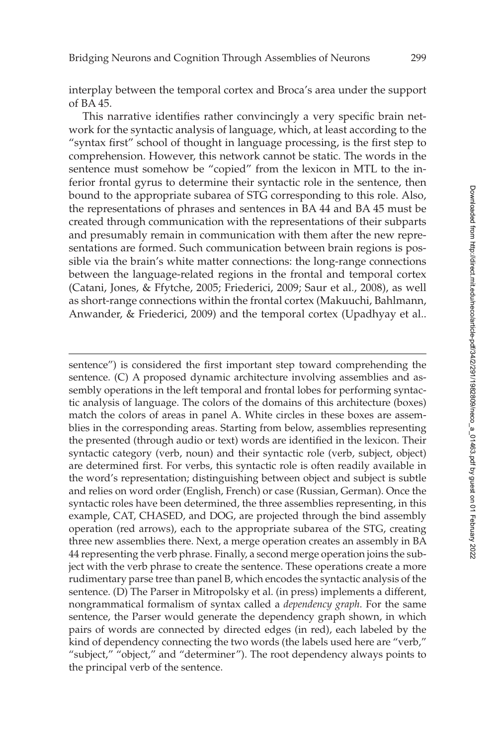interplay between the temporal cortex and Broca's area under the support of BA 45.

This narrative identifies rather convincingly a very specific brain network for the syntactic analysis of language, which, at least according to the "syntax first" school of thought in language processing, is the first step to comprehension. However, this network cannot be static. The words in the sentence must somehow be "copied" from the lexicon in MTL to the inferior frontal gyrus to determine their syntactic role in the sentence, then bound to the appropriate subarea of STG corresponding to this role. Also, the representations of phrases and sentences in BA 44 and BA 45 must be created through communication with the representations of their subparts and presumably remain in communication with them after the new representations are formed. Such communication between brain regions is possible via the brain's white matter connections: the long-range connections between the language-related regions in the frontal and temporal cortex (Catani, Jones, & Ffytche, 2005; Friederici, 2009; Saur et al., 2008), as well as short-range connections within the frontal cortex (Makuuchi, Bahlmann, Anwander, & Friederici, 2009) and the temporal cortex (Upadhyay et al..

---

sentence") is considered the first important step toward comprehending the sentence. (C) A proposed dynamic architecture involving assemblies and assembly operations in the left temporal and frontal lobes for performing syntactic analysis of language. The colors of the domains of this architecture (boxes) match the colors of areas in panel A. White circles in these boxes are assemblies in the corresponding areas. Starting from below, assemblies representing the presented (through audio or text) words are identified in the lexicon. Their syntactic category (verb, noun) and their syntactic role (verb, subject, object) are determined first. For verbs, this syntactic role is often readily available in the word's representation; distinguishing between object and subject is subtle and relies on word order (English, French) or case (Russian, German). Once the syntactic roles have been determined, the three assemblies representing, in this example, CAT, CHASED, and DOG, are projected through the bind assembly operation (red arrows), each to the appropriate subarea of the STG, creating three new assemblies there. Next, a merge operation creates an assembly in BA 44 representing the verb phrase. Finally, a second merge operation joins the subject with the verb phrase to create the sentence. These operations create a more rudimentary parse tree than panel B, which encodes the syntactic analysis of the sentence. (D) The Parser in Mitropolsky et al. (in press) implements a different, nongrammatical formalism of syntax called a *dependency graph*. For the same sentence, the Parser would generate the dependency graph shown, in which pairs of words are connected by directed edges (in red), each labeled by the kind of dependency connecting the two words (the labels used here are "verb," "subject," "object," and "determiner"). The root dependency always points to the principal verb of the sentence.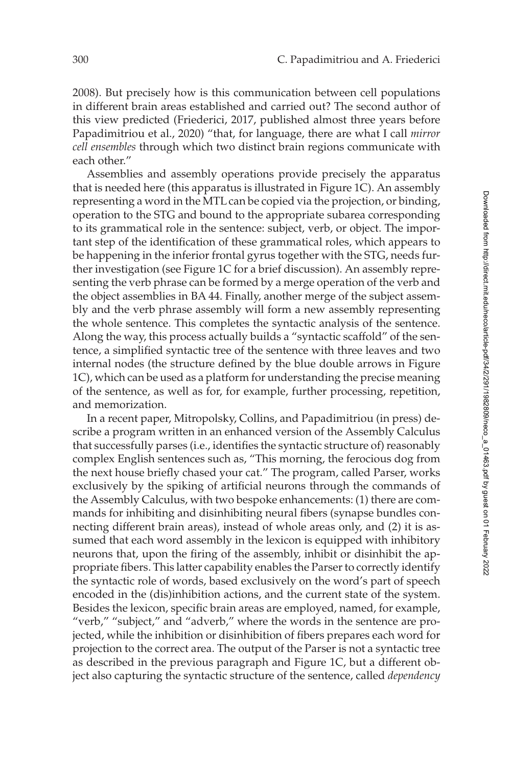2008). But precisely how is this communication between cell populations in different brain areas established and carried out? The second author of this view predicted (Friederici, 2017, published almost three years before Papadimitriou et al., 2020) "that, for language, there are what I call *mirror cell ensembles* through which two distinct brain regions communicate with each other."

Assemblies and assembly operations provide precisely the apparatus that is needed here (this apparatus is illustrated in Figure 1C). An assembly representing a word in the MTL can be copied via the projection, or binding, operation to the STG and bound to the appropriate subarea corresponding to its grammatical role in the sentence: subject, verb, or object. The important step of the identification of these grammatical roles, which appears to be happening in the inferior frontal gyrus together with the STG, needs further investigation (see Figure 1C for a brief discussion). An assembly representing the verb phrase can be formed by a merge operation of the verb and the object assemblies in BA 44. Finally, another merge of the subject assembly and the verb phrase assembly will form a new assembly representing the whole sentence. This completes the syntactic analysis of the sentence. Along the way, this process actually builds a "syntactic scaffold" of the sentence, a simplified syntactic tree of the sentence with three leaves and two internal nodes (the structure defined by the blue double arrows in Figure 1C), which can be used as a platform for understanding the precise meaning of the sentence, as well as for, for example, further processing, repetition, and memorization.

In a recent paper, Mitropolsky, Collins, and Papadimitriou (in press) describe a program written in an enhanced version of the Assembly Calculus that successfully parses (i.e., identifies the syntactic structure of) reasonably complex English sentences such as, "This morning, the ferocious dog from the next house briefly chased your cat." The program, called Parser, works exclusively by the spiking of artificial neurons through the commands of the Assembly Calculus, with two bespoke enhancements: (1) there are commands for inhibiting and disinhibiting neural fibers (synapse bundles connecting different brain areas), instead of whole areas only, and (2) it is assumed that each word assembly in the lexicon is equipped with inhibitory neurons that, upon the firing of the assembly, inhibit or disinhibit the appropriate fibers. This latter capability enables the Parser to correctly identify the syntactic role of words, based exclusively on the word's part of speech encoded in the (dis)inhibition actions, and the current state of the system. Besides the lexicon, specific brain areas are employed, named, for example, "verb," "subject," and "adverb," where the words in the sentence are projected, while the inhibition or disinhibition of fibers prepares each word for projection to the correct area. The output of the Parser is not a syntactic tree as described in the previous paragraph and Figure 1C, but a different object also capturing the syntactic structure of the sentence, called *dependency*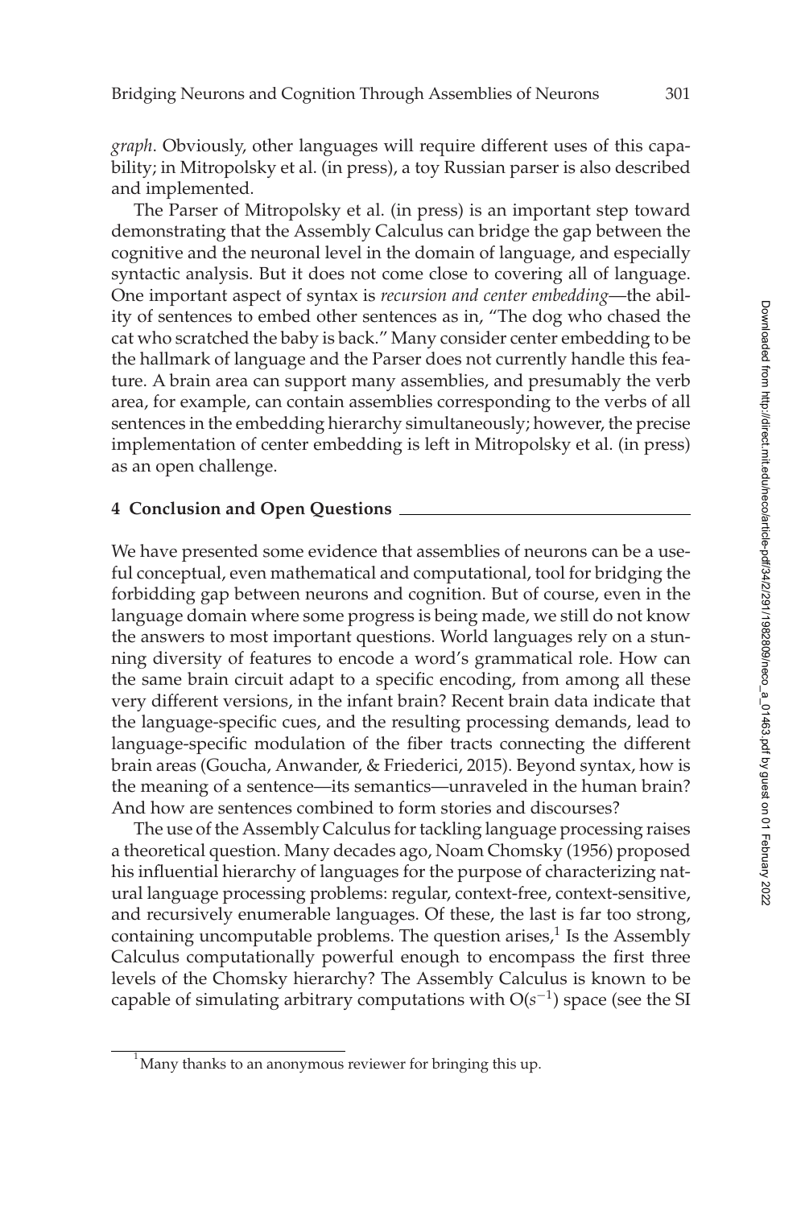*graph*. Obviously, other languages will require different uses of this capability; in Mitropolsky et al. (in press), a toy Russian parser is also described and implemented.

The Parser of Mitropolsky et al. (in press) is an important step toward demonstrating that the Assembly Calculus can bridge the gap between the cognitive and the neuronal level in the domain of language, and especially syntactic analysis. But it does not come close to covering all of language. One important aspect of syntax is *recursion and center embedding*—the ability of sentences to embed other sentences as in, "The dog who chased the cat who scratched the baby is back." Many consider center embedding to be the hallmark of language and the Parser does not currently handle this feature. A brain area can support many assemblies, and presumably the verb area, for example, can contain assemblies corresponding to the verbs of all sentences in the embedding hierarchy simultaneously; however, the precise implementation of center embedding is left in Mitropolsky et al. (in press) as an open challenge.

## 4 Conclusion and Open Questions

We have presented some evidence that assemblies of neurons can be a useful conceptual, even mathematical and computational, tool for bridging the forbidding gap between neurons and cognition. But of course, even in the language domain where some progress is being made, we still do not know the answers to most important questions. World languages rely on a stunning diversity of features to encode a word's grammatical role. How can the same brain circuit adapt to a specific encoding, from among all these very different versions, in the infant brain? Recent brain data indicate that the language-specific cues, and the resulting processing demands, lead to language-specific modulation of the fiber tracts connecting the different brain areas (Goucha, Anwander, & Friederici, 2015). Beyond syntax, how is the meaning of a sentence—its semantics—unraveled in the human brain? And how are sentences combined to form stories and discourses?

The use of the Assembly Calculus for tackling language processing raises a theoretical question. Many decades ago, Noam Chomsky (1956) proposed his influential hierarchy of languages for the purpose of characterizing natural language processing problems: regular, context-free, context-sensitive, and recursively enumerable languages. Of these, the last is far too strong, containing uncomputable problems. The question arises,[1] Is the Assembly Calculus computationally powerful enough to encompass the first three levels of the Chomsky hierarchy? The Assembly Calculus is known to be capable of simulating arbitrary computations with $O(s^{-1})$ space (see the SI

[1] Many thanks to an anonymous reviewer for bringing this up.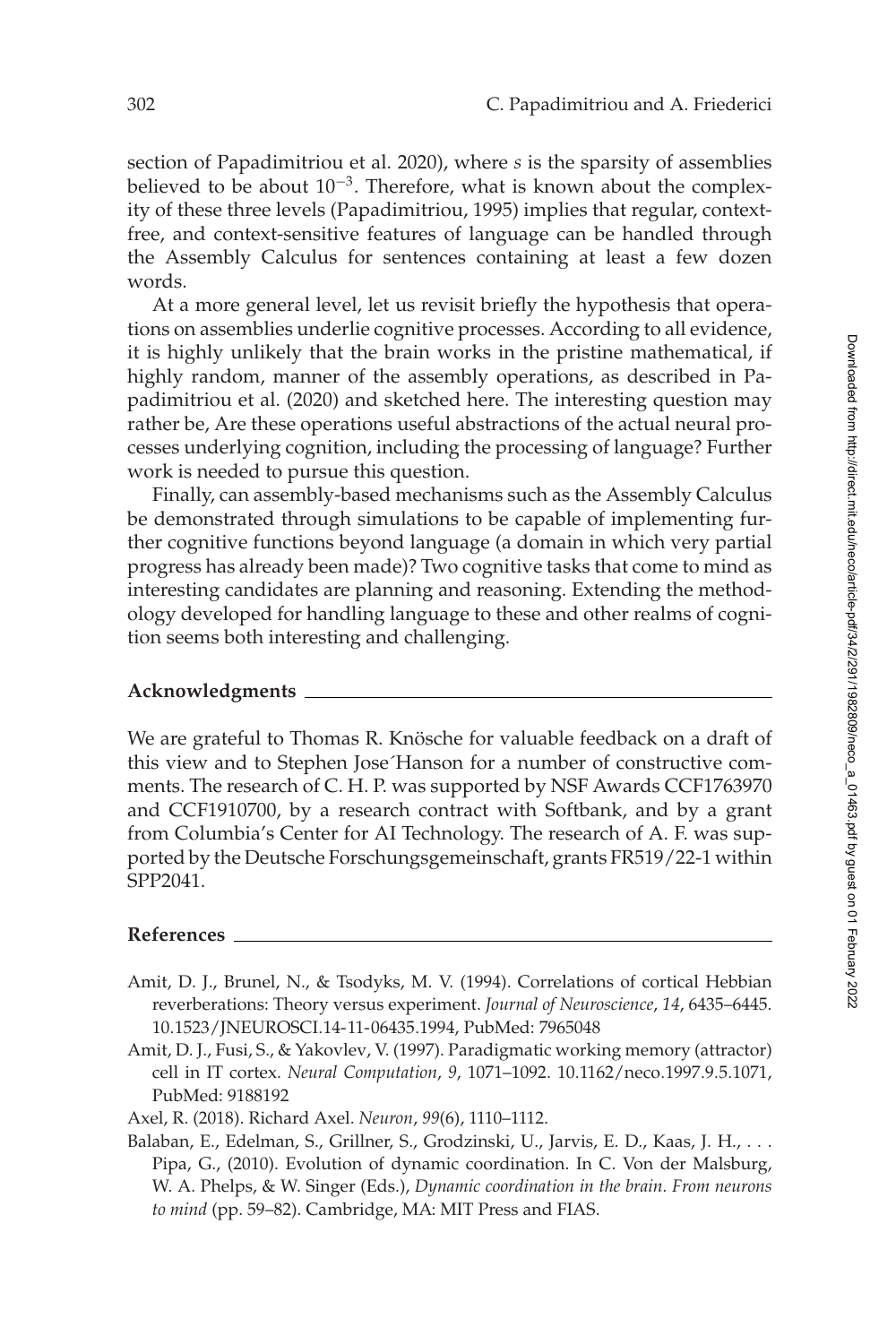section of Papadimitriou et al. 2020), where *s* is the sparsity of assemblies believed to be about $10^{-3}$. Therefore, what is known about the complexity of these three levels (Papadimitriou, 1995) implies that regular, context-free, and context-sensitive features of language can be handled through the Assembly Calculus for sentences containing at least a few dozen words.

At a more general level, let us revisit briefly the hypothesis that operations on assemblies underlie cognitive processes. According to all evidence, it is highly unlikely that the brain works in the pristine mathematical, if highly random, manner of the assembly operations, as described in Papadimitriou et al. (2020) and sketched here. The interesting question may rather be, Are these operations useful abstractions of the actual neural processes underlying cognition, including the processing of language? Further work is needed to pursue this question.

Finally, can assembly-based mechanisms such as the Assembly Calculus be demonstrated through simulations to be capable of implementing further cognitive functions beyond language (a domain in which very partial progress has already been made)? Two cognitive tasks that come to mind as interesting candidates are planning and reasoning. Extending the methodology developed for handling language to these and other realms of cognition seems both interesting and challenging.

## Acknowledgments

We are grateful to Thomas R. Knösche for valuable feedback on a draft of this view and to Stephen José Hanson for a number of constructive comments. The research of C. H. P. was supported by NSF Awards CCF1763970 and CCF1910700, by a research contract with Softbank, and by a grant from Columbia's Center for AI Technology. The research of A. F. was supported by the Deutsche Forschungsgemeinschaft, grants FR519/22-1 within SPP2041.

## References

Amit, D. J., Brunel, N., & Tsodyks, M. V. (1994). Correlations of cortical Hebbian reverberations: Theory versus experiment. *Journal of Neuroscience*, *14*, 6435–6445. 10.1523/JNEUROSCI.14-11-06435.1994, PubMed: 7965048

Amit, D. J., Fusi, S., & Yakovlev, V. (1997). Paradigmatic working memory (attractor) cell in IT cortex. *Neural Computation*, *9*, 1071–1092. 10.1162/neco.1997.9.5.1071, PubMed: 9188192

Axel, R. (2018). Richard Axel. *Neuron*, *99*(6), 1110–1112.

Balaban, E., Edelman, S., Grillner, S., Grodzinski, U., Jarvis, E. D., Kaas, J. H., . . . Pipa, G., (2010). Evolution of dynamic coordination. In C. Von der Malsburg, W. A. Phelps, & W. Singer (Eds.), *Dynamic coordination in the brain. From neurons to mind* (pp. 59–82). Cambridge, MA: MIT Press and FIAS.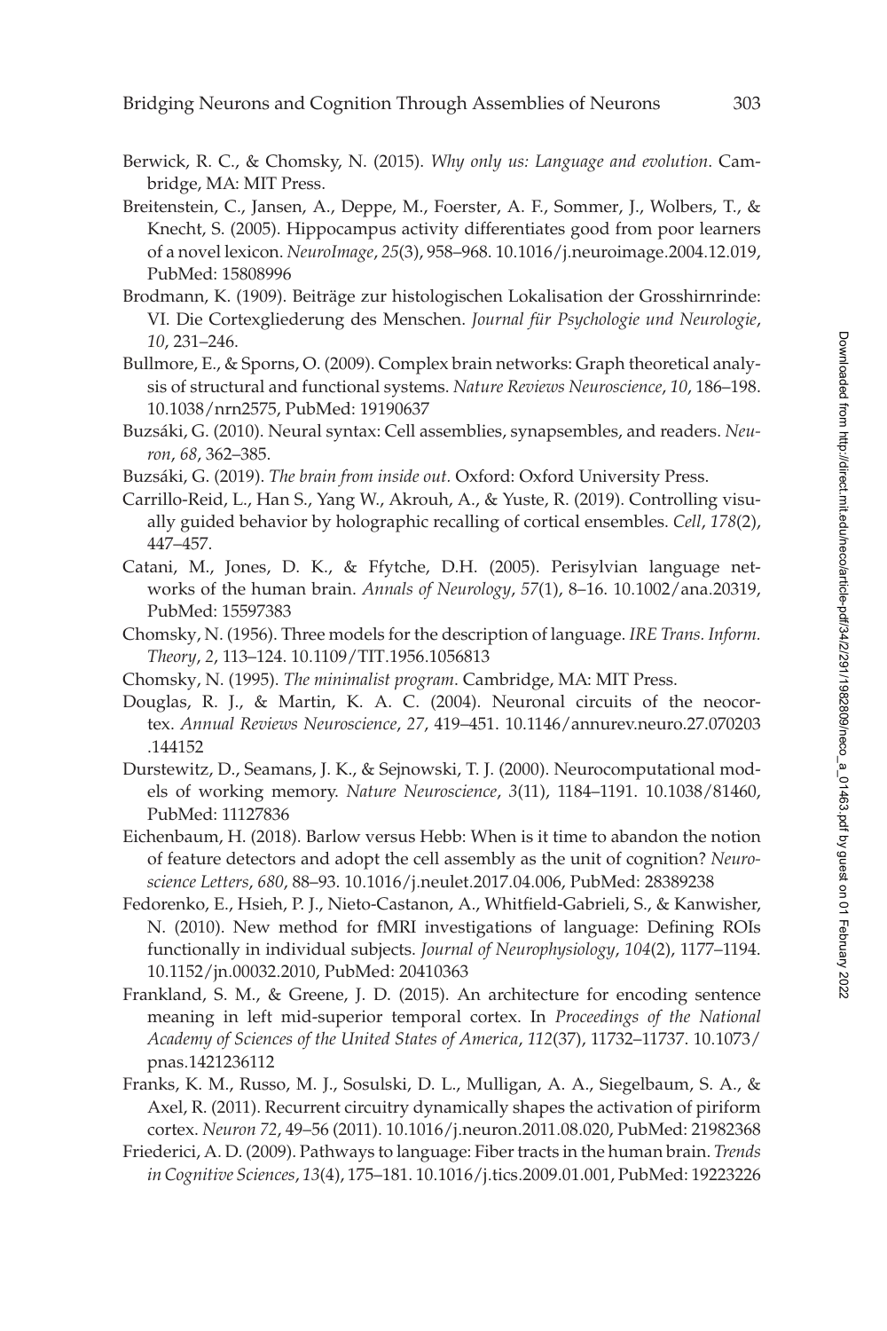Berwick, R. C., & Chomsky, N. (2015). *Why only us: Language and evolution*. Cambridge, MA: MIT Press.

Breitenstein, C., Jansen, A., Deppe, M., Foerster, A. F., Sommer, J., Wolbers, T., & Knecht, S. (2005). Hippocampus activity differentiates good from poor learners of a novel lexicon. *NeuroImage*, *25*(3), 958–968. 10.1016/j.neuroimage.2004.12.019, PubMed: 15808996

Brodmann, K. (1909). Beiträge zur histologischen Lokalisation der Grosshirnrinde: VI. Die Cortexgliederung des Menschen. *Journal für Psychologie und Neurologie*, *10*, 231–246.

Bullmore, E., & Sporns, O. (2009). Complex brain networks: Graph theoretical analysis of structural and functional systems. *Nature Reviews Neuroscience*, *10*, 186–198. 10.1038/nrn2575, PubMed: 19190637

Buzsáki, G. (2010). Neural syntax: Cell assemblies, synapsembles, and readers. *Neuron*, *68*, 362–385.

Buzsáki, G. (2019). *The brain from inside out*. Oxford: Oxford University Press.

Carrillo-Reid, L., Han S., Yang W., Akrouh, A., & Yuste, R. (2019). Controlling visually guided behavior by holographic recalling of cortical ensembles. *Cell*, *178*(2), 447–457.

Catani, M., Jones, D. K., & Ffytche, D.H. (2005). Perisylvian language networks of the human brain. *Annals of Neurology*, *57*(1), 8–16. 10.1002/ana.20319, PubMed: 15597383

Chomsky, N. (1956). Three models for the description of language. *IRE Trans. Inform. Theory*, *2*, 113–124. 10.1109/TIT.1956.1056813

Chomsky, N. (1995). *The minimalist program*. Cambridge, MA: MIT Press.

Douglas, R. J., & Martin, K. A. C. (2004). Neuronal circuits of the neocortex. *Annual Reviews Neuroscience*, *27*, 419–451. 10.1146/annurev.neuro.27.070203.144152

Durstewitz, D., Seamans, J. K., & Sejnowski, T. J. (2000). Neurocomputational models of working memory. *Nature Neuroscience*, *3*(11), 1184–1191. 10.1038/81460, PubMed: 11127836

Eichenbaum, H. (2018). Barlow versus Hebb: When is it time to abandon the notion of feature detectors and adopt the cell assembly as the unit of cognition? *Neuroscience Letters*, *680*, 88–93. 10.1016/j.neulet.2017.04.006, PubMed: 28389238

Fedorenko, E., Hsieh, P. J., Nieto-Castanon, A., Whitfield-Gabrieli, S., & Kanwisher, N. (2010). New method for fMRI investigations of language: Defining ROIs functionally in individual subjects. *Journal of Neurophysiology*, *104*(2), 1177–1194. 10.1152/jn.00032.2010, PubMed: 20410363

Frankland, S. M., & Greene, J. D. (2015). An architecture for encoding sentence meaning in left mid-superior temporal cortex. In *Proceedings of the National Academy of Sciences of the United States of America*, *112*(37), 11732–11737. 10.1073/pnas.1421236112

Franks, K. M., Russo, M. J., Sosulski, D. L., Mulligan, A. A., Siegelbaum, S. A., & Axel, R. (2011). Recurrent circuitry dynamically shapes the activation of piriform cortex. *Neuron 72*, 49–56 (2011). 10.1016/j.neuron.2011.08.020, PubMed: 21982368

Friederici, A. D. (2009). Pathways to language: Fiber tracts in the human brain. *Trends in Cognitive Sciences*, *13*(4), 175–181. 10.1016/j.tics.2009.01.001, PubMed: 19223226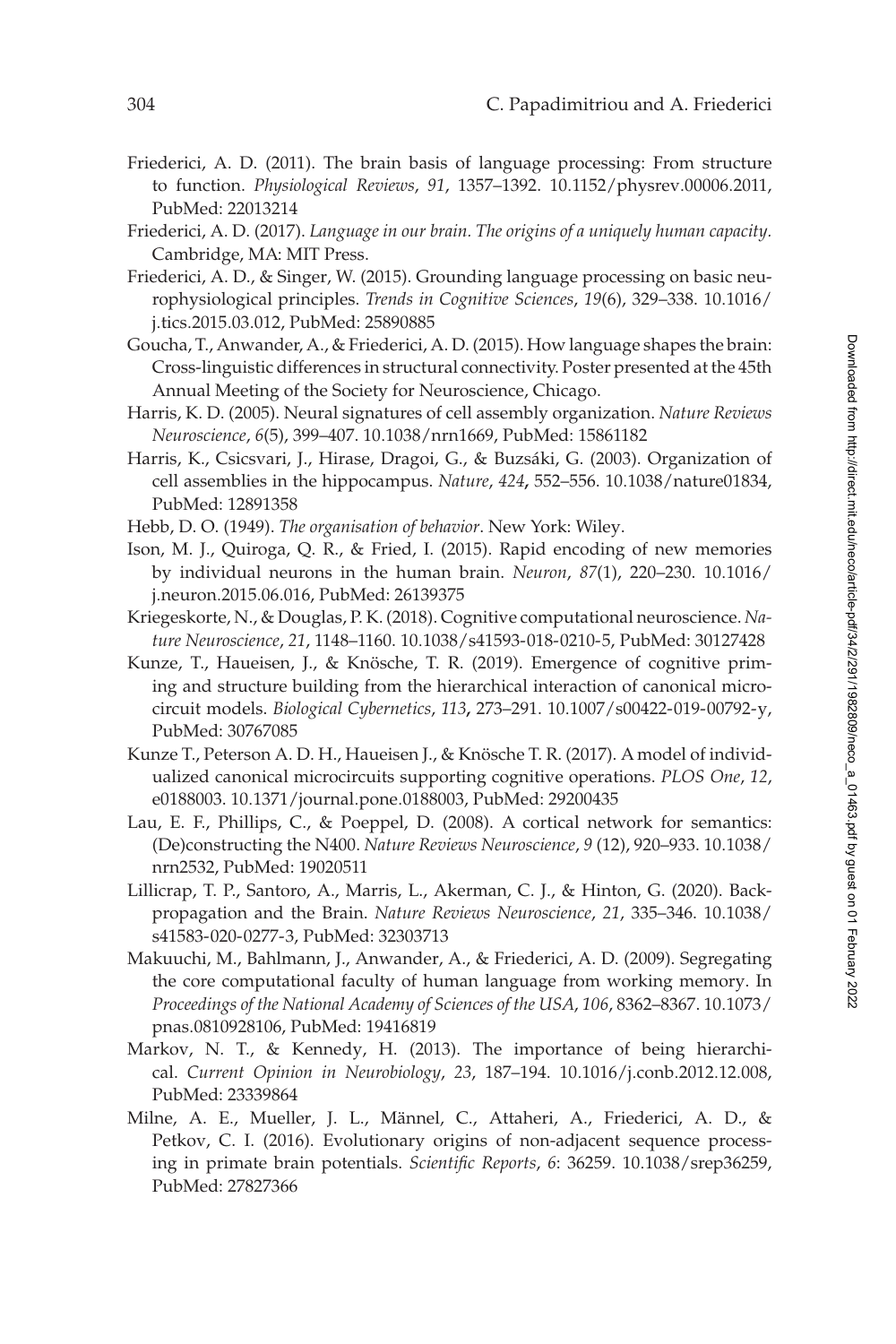Friederici, A. D. (2011). The brain basis of language processing: From structure to function. *Physiological Reviews*, *91*, 1357–1392. 10.1152/physrev.00006.2011, PubMed: 22013214

Friederici, A. D. (2017). *Language in our brain. The origins of a uniquely human capacity*. Cambridge, MA: MIT Press.

Friederici, A. D., & Singer, W. (2015). Grounding language processing on basic neurophysiological principles. *Trends in Cognitive Sciences*, *19*(6), 329–338. 10.1016/j.tics.2015.03.012, PubMed: 25890885

Goucha, T., Anwander, A., & Friederici, A. D. (2015). How language shapes the brain: Cross-linguistic differences in structural connectivity. Poster presented at the 45th Annual Meeting of the Society for Neuroscience, Chicago.

Harris, K. D. (2005). Neural signatures of cell assembly organization. *Nature Reviews Neuroscience*, *6*(5), 399–407. 10.1038/nrn1669, PubMed: 15861182

Harris, K., Csicsvari, J., Hirase, Dragoi, G., & Buzsáki, G. (2003). Organization of cell assemblies in the hippocampus. *Nature*, *424*, 552–556. 10.1038/nature01834, PubMed: 12891358

Hebb, D. O. (1949). *The organisation of behavior*. New York: Wiley.

Ison, M. J., Quiroga, Q. R., & Fried, I. (2015). Rapid encoding of new memories by individual neurons in the human brain. *Neuron*, *87*(1), 220–230. 10.1016/j.neuron.2015.06.016, PubMed: 26139375

Kriegeskorte, N., & Douglas, P. K. (2018). Cognitive computational neuroscience. *Nature Neuroscience*, *21*, 1148–1160. 10.1038/s41593-018-0210-5, PubMed: 30127428

Kunze, T., Haueisen, J., & Knösche, T. R. (2019). Emergence of cognitive priming and structure building from the hierarchical interaction of canonical microcircuit models. *Biological Cybernetics*, *113*, 273–291. 10.1007/s00422-019-00792-y, PubMed: 30767085

Kunze T., Peterson A. D. H., Haueisen J., & Knösche T. R. (2017). A model of individualized canonical microcircuits supporting cognitive operations. *PLOS One*, *12*, e0188003. 10.1371/journal.pone.0188003, PubMed: 29200435

Lau, E. F., Phillips, C., & Poeppel, D. (2008). A cortical network for semantics: (De)constructing the N400. *Nature Reviews Neuroscience*, *9* (12), 920–933. 10.1038/nrn2532, PubMed: 19020511

Lillicrap, T. P., Santoro, A., Marris, L., Akerman, C. J., & Hinton, G. (2020). Backpropagation and the Brain. *Nature Reviews Neuroscience*, *21*, 335–346. 10.1038/s41583-020-0277-3, PubMed: 32303713

Makuuchi, M., Bahlmann, J., Anwander, A., & Friederici, A. D. (2009). Segregating the core computational faculty of human language from working memory. In *Proceedings of the National Academy of Sciences of the USA*, *106*, 8362–8367. 10.1073/pnas.0810928106, PubMed: 19416819

Markov, N. T., & Kennedy, H. (2013). The importance of being hierarchical. *Current Opinion in Neurobiology*, *23*, 187–194. 10.1016/j.conb.2012.12.008, PubMed: 23339864

Milne, A. E., Mueller, J. L., Männel, C., Attaheri, A., Friederici, A. D., & Petkov, C. I. (2016). Evolutionary origins of non-adjacent sequence processing in primate brain potentials. *Scientific Reports*, *6*: 36259. 10.1038/srep36259, PubMed: 27827366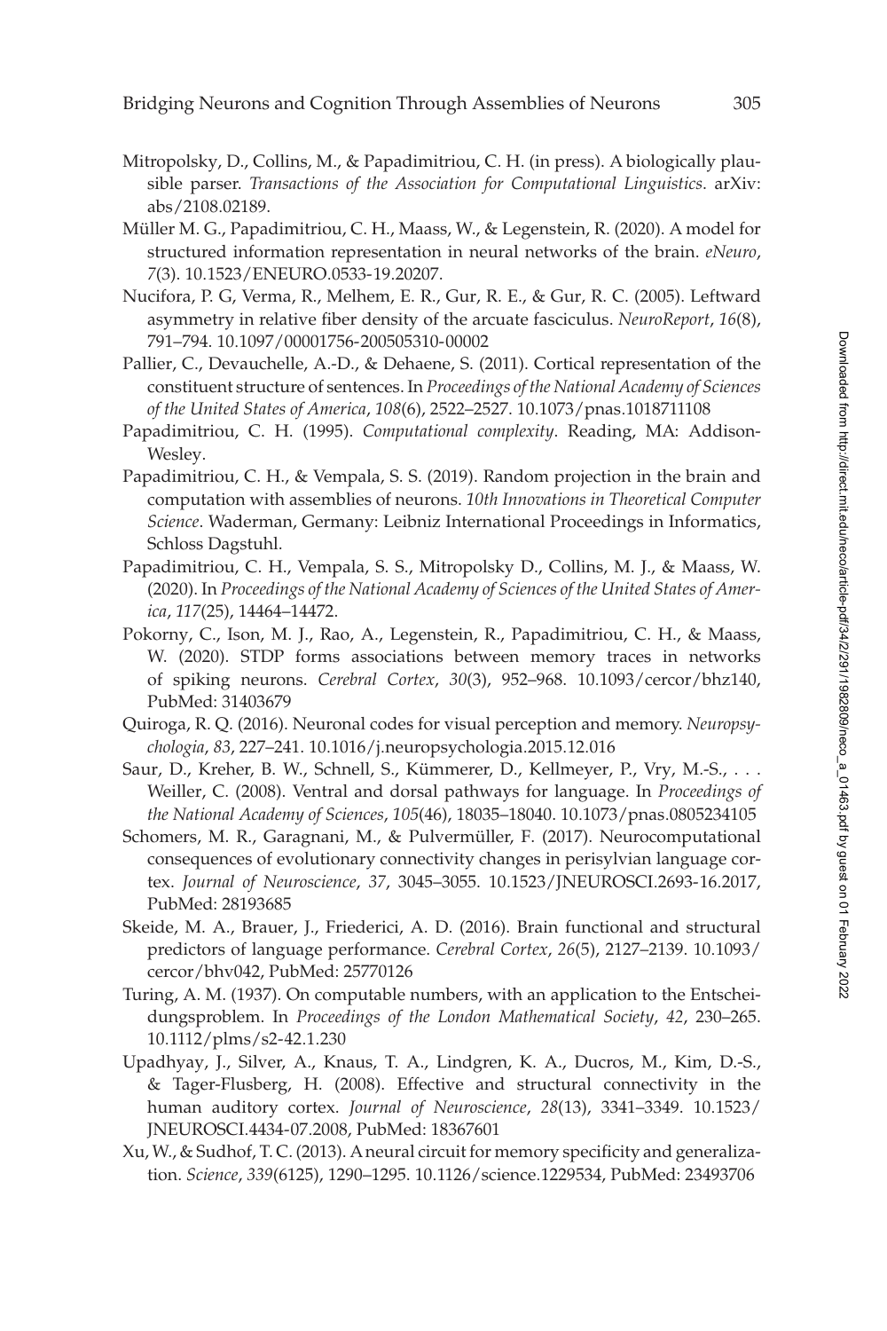Mitropolsky, D., Collins, M., & Papadimitriou, C. H. (in press). A biologically plausible parser. *Transactions of the Association for Computational Linguistics*. arXiv: abs/2108.02189.

Müller M. G., Papadimitriou, C. H., Maass, W., & Legenstein, R. (2020). A model for structured information representation in neural networks of the brain. *eNeuro*, *7*(3). 10.1523/ENEURO.0533-19.20207.

Nucifora, P. G, Verma, R., Melhem, E. R., Gur, R. E., & Gur, R. C. (2005). Leftward asymmetry in relative fiber density of the arcuate fasciculus. *NeuroReport*, *16*(8), 791–794. 10.1097/00001756-200505310-00002

Pallier, C., Devauchelle, A.-D., & Dehaene, S. (2011). Cortical representation of the constituent structure of sentences. In *Proceedings of the National Academy of Sciences of the United States of America*, *108*(6), 2522–2527. 10.1073/pnas.1018711108

Papadimitriou, C. H. (1995). *Computational complexity*. Reading, MA: Addison-Wesley.

Papadimitriou, C. H., & Vempala, S. S. (2019). Random projection in the brain and computation with assemblies of neurons. *10th Innovations in Theoretical Computer Science*. Waderman, Germany: Leibniz International Proceedings in Informatics, Schloss Dagstuhl.

Papadimitriou, C. H., Vempala, S. S., Mitropolsky D., Collins, M. J., & Maass, W. (2020). In *Proceedings of the National Academy of Sciences of the United States of America*, *117*(25), 14464–14472.

Pokorny, C., Ison, M. J., Rao, A., Legenstein, R., Papadimitriou, C. H., & Maass, W. (2020). STDP forms associations between memory traces in networks of spiking neurons. *Cerebral Cortex*, *30*(3), 952–968. 10.1093/cercor/bhz140, PubMed: 31403679

Quiroga, R. Q. (2016). Neuronal codes for visual perception and memory. *Neuropsychologia*, *83*, 227–241. 10.1016/j.neuropsychologia.2015.12.016

Saur, D., Kreher, B. W., Schnell, S., Kümmerer, D., Kellmeyer, P., Vry, M.-S., . . . Weiller, C. (2008). Ventral and dorsal pathways for language. In *Proceedings of the National Academy of Sciences*, *105*(46), 18035–18040. 10.1073/pnas.0805234105

Schomers, M. R., Garagnani, M., & Pulvermüller, F. (2017). Neurocomputational consequences of evolutionary connectivity changes in perisylvian language cortex. *Journal of Neuroscience*, *37*, 3045–3055. 10.1523/JNEUROSCI.2693-16.2017, PubMed: 28193685

Skeide, M. A., Brauer, J., Friederici, A. D. (2016). Brain functional and structural predictors of language performance. *Cerebral Cortex*, *26*(5), 2127–2139. 10.1093/cercor/bhv042, PubMed: 25770126

Turing, A. M. (1937). On computable numbers, with an application to the Entscheidungsproblem. In *Proceedings of the London Mathematical Society*, *42*, 230–265. 10.1112/plms/s2-42.1.230

Upadhyay, J., Silver, A., Knaus, T. A., Lindgren, K. A., Ducros, M., Kim, D.-S., & Tager-Flusberg, H. (2008). Effective and structural connectivity in the human auditory cortex. *Journal of Neuroscience*, *28*(13), 3341–3349. 10.1523/JNEUROSCI.4434-07.2008, PubMed: 18367601

Xu, W., & Sudhof, T. C. (2013). A neural circuit for memory specificity and generalization. *Science*, *339*(6125), 1290–1295. 10.1126/science.1229534, PubMed: 23493706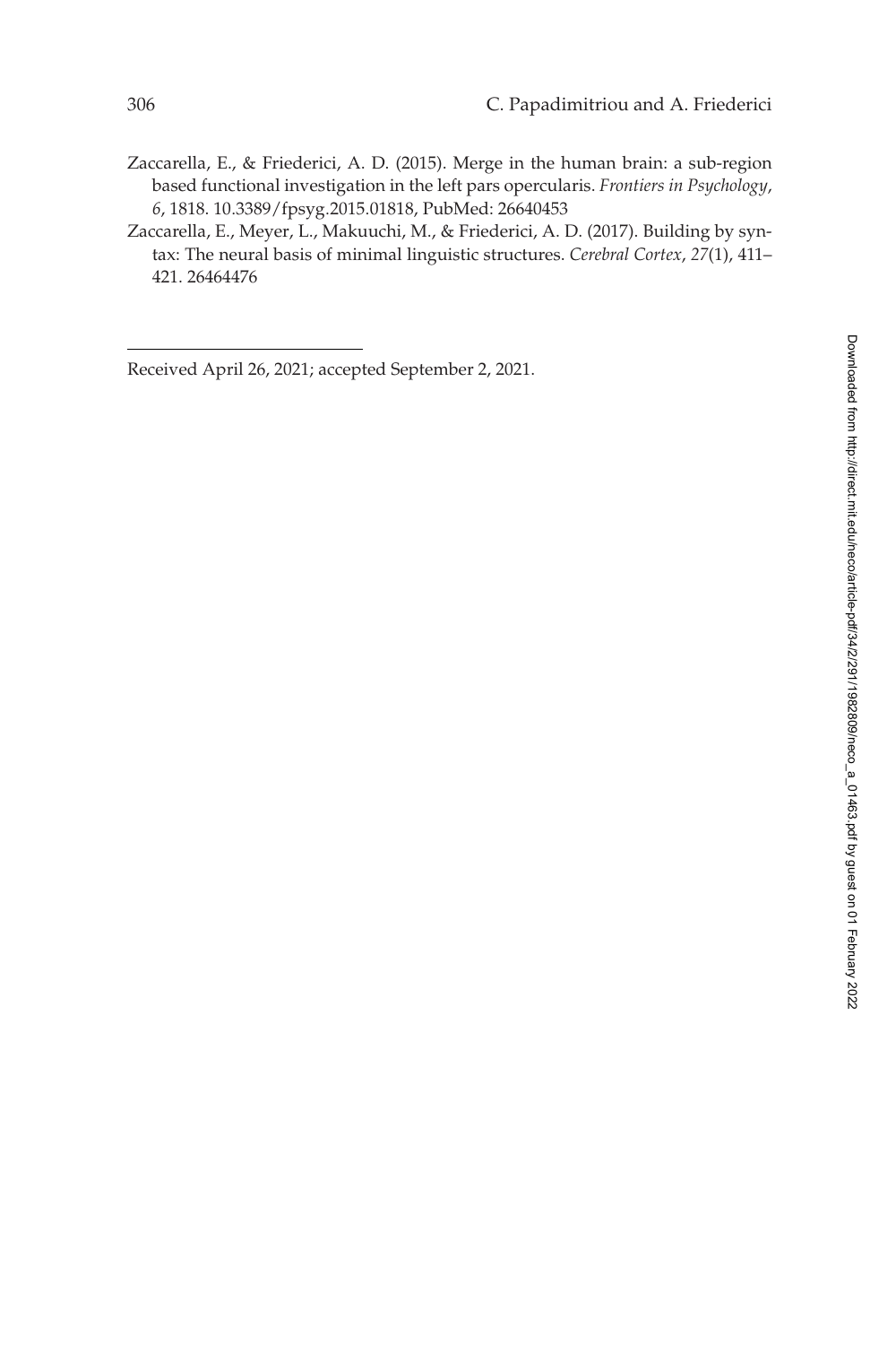Zaccarella, E., & Friederici, A. D. (2015). Merge in the human brain: a sub-region based functional investigation in the left pars opercularis. *Frontiers in Psychology*, *6*, 1818. 10.3389/fpsyg.2015.01818, PubMed: 26640453

Zaccarella, E., Meyer, L., Makuuchi, M., & Friederici, A. D. (2017). Building by syntax: The neural basis of minimal linguistic structures. *Cerebral Cortex*, *27*(1), 411–421. 26464476

---

Received April 26, 2021; accepted September 2, 2021.